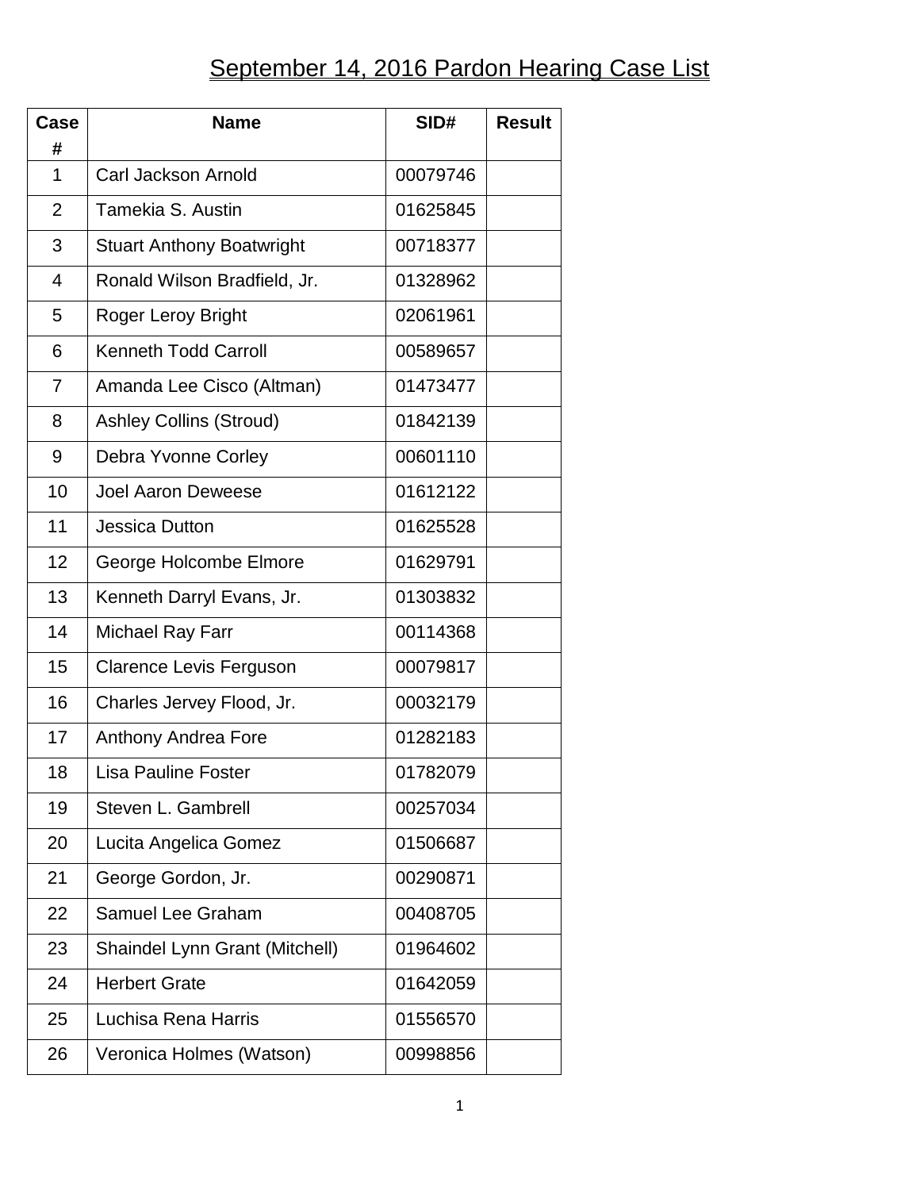# September 14, 2016 Pardon Hearing Case List

| Case # | Name | SID# | Result |
|---|---|---|---|
| 1 | Carl Jackson Arnold | 00079746 | |
| 2 | Tamekia S. Austin | 01625845 | |
| 3 | Stuart Anthony Boatwright | 00718377 | |
| 4 | Ronald Wilson Bradfield, Jr. | 01328962 | |
| 5 | Roger Leroy Bright | 02061961 | |
| 6 | Kenneth Todd Carroll | 00589657 | |
| 7 | Amanda Lee Cisco (Altman) | 01473477 | |
| 8 | Ashley Collins (Stroud) | 01842139 | |
| 9 | Debra Yvonne Corley | 00601110 | |
| 10 | Joel Aaron Deweese | 01612122 | |
| 11 | Jessica Dutton | 01625528 | |
| 12 | George Holcombe Elmore | 01629791 | |
| 13 | Kenneth Darryl Evans, Jr. | 01303832 | |
| 14 | Michael Ray Farr | 00114368 | |
| 15 | Clarence Levis Ferguson | 00079817 | |
| 16 | Charles Jervey Flood, Jr. | 00032179 | |
| 17 | Anthony Andrea Fore | 01282183 | |
| 18 | Lisa Pauline Foster | 01782079 | |
| 19 | Steven L. Gambrell | 00257034 | |
| 20 | Lucita Angelica Gomez | 01506687 | |
| 21 | George Gordon, Jr. | 00290871 | |
| 22 | Samuel Lee Graham | 00408705 | |
| 23 | Shaindel Lynn Grant (Mitchell) | 01964602 | |
| 24 | Herbert Grate | 01642059 | |
| 25 | Luchisa Rena Harris | 01556570 | |
| 26 | Veronica Holmes (Watson) | 00998856 | |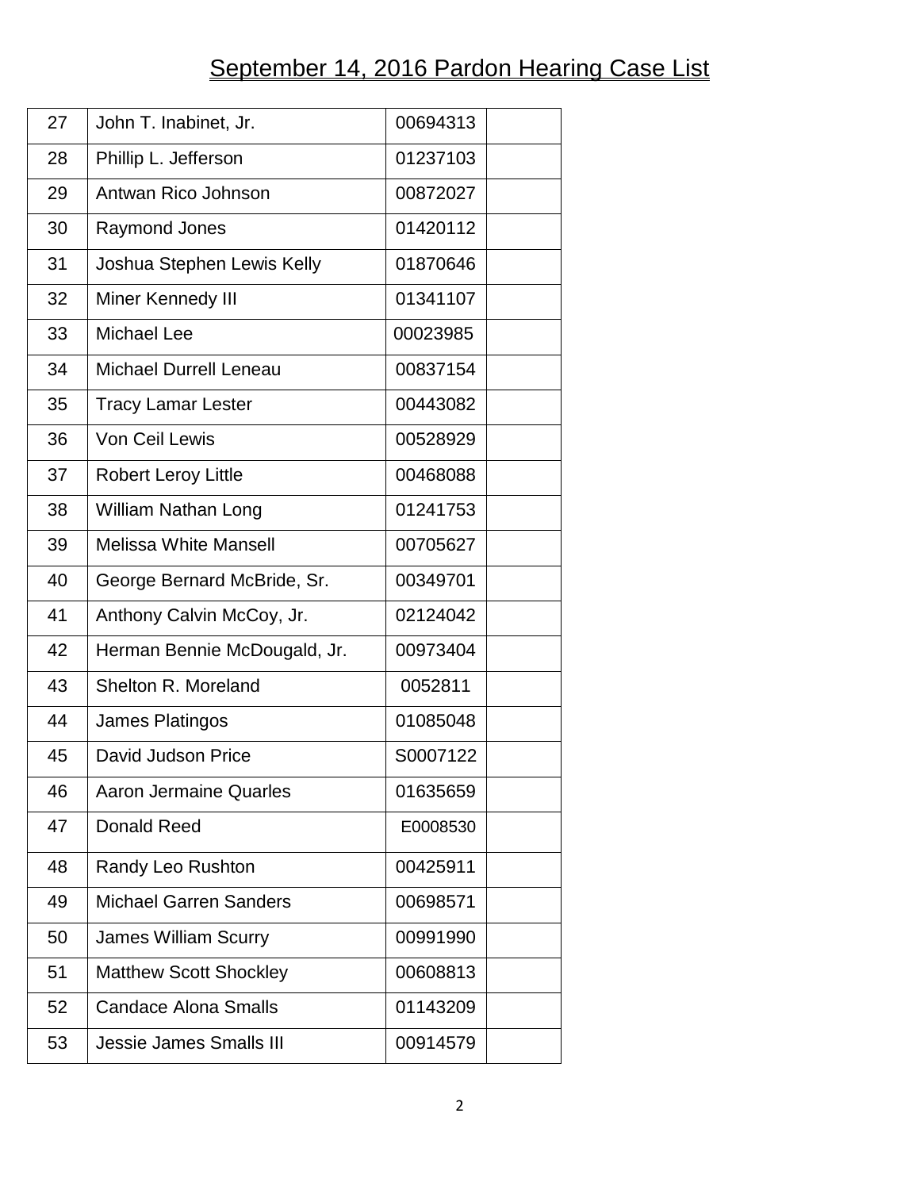# September 14, 2016 Pardon Hearing Case List

| | | | |
|---|---|---|---|
| 27 | John T. Inabinet, Jr. | 00694313 | |
| 28 | Phillip L. Jefferson | 01237103 | |
| 29 | Antwan Rico Johnson | 00872027 | |
| 30 | Raymond Jones | 01420112 | |
| 31 | Joshua Stephen Lewis Kelly | 01870646 | |
| 32 | Miner Kennedy III | 01341107 | |
| 33 | Michael Lee | 00023985 | |
| 34 | Michael Durrell Leneau | 00837154 | |
| 35 | Tracy Lamar Lester | 00443082 | |
| 36 | Von Ceil Lewis | 00528929 | |
| 37 | Robert Leroy Little | 00468088 | |
| 38 | William Nathan Long | 01241753 | |
| 39 | Melissa White Mansell | 00705627 | |
| 40 | George Bernard McBride, Sr. | 00349701 | |
| 41 | Anthony Calvin McCoy, Jr. | 02124042 | |
| 42 | Herman Bennie McDougald, Jr. | 00973404 | |
| 43 | Shelton R. Moreland | 0052811 | |
| 44 | James Platingos | 01085048 | |
| 45 | David Judson Price | S0007122 | |
| 46 | Aaron Jermaine Quarles | 01635659 | |
| 47 | Donald Reed | E0008530 | |
| 48 | Randy Leo Rushton | 00425911 | |
| 49 | Michael Garren Sanders | 00698571 | |
| 50 | James William Scurry | 00991990 | |
| 51 | Matthew Scott Shockley | 00608813 | |
| 52 | Candace Alona Smalls | 01143209 | |
| 53 | Jessie James Smalls III | 00914579 | |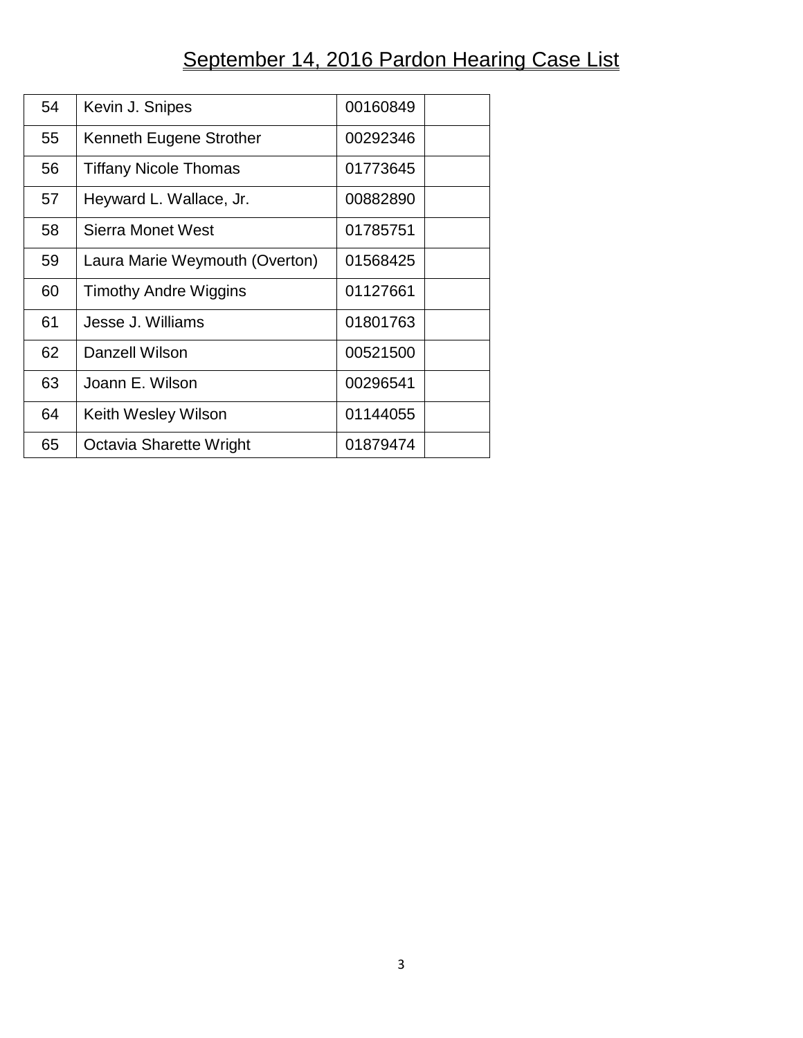# September 14, 2016 Pardon Hearing Case List

| | | | |
|---|---|---|---|
| 54 | Kevin J. Snipes | 00160849 | |
| 55 | Kenneth Eugene Strother | 00292346 | |
| 56 | Tiffany Nicole Thomas | 01773645 | |
| 57 | Heyward L. Wallace, Jr. | 00882890 | |
| 58 | Sierra Monet West | 01785751 | |
| 59 | Laura Marie Weymouth (Overton) | 01568425 | |
| 60 | Timothy Andre Wiggins | 01127661 | |
| 61 | Jesse J. Williams | 01801763 | |
| 62 | Danzell Wilson | 00521500 | |
| 63 | Joann E. Wilson | 00296541 | |
| 64 | Keith Wesley Wilson | 01144055 | |
| 65 | Octavia Sharette Wright | 01879474 | |